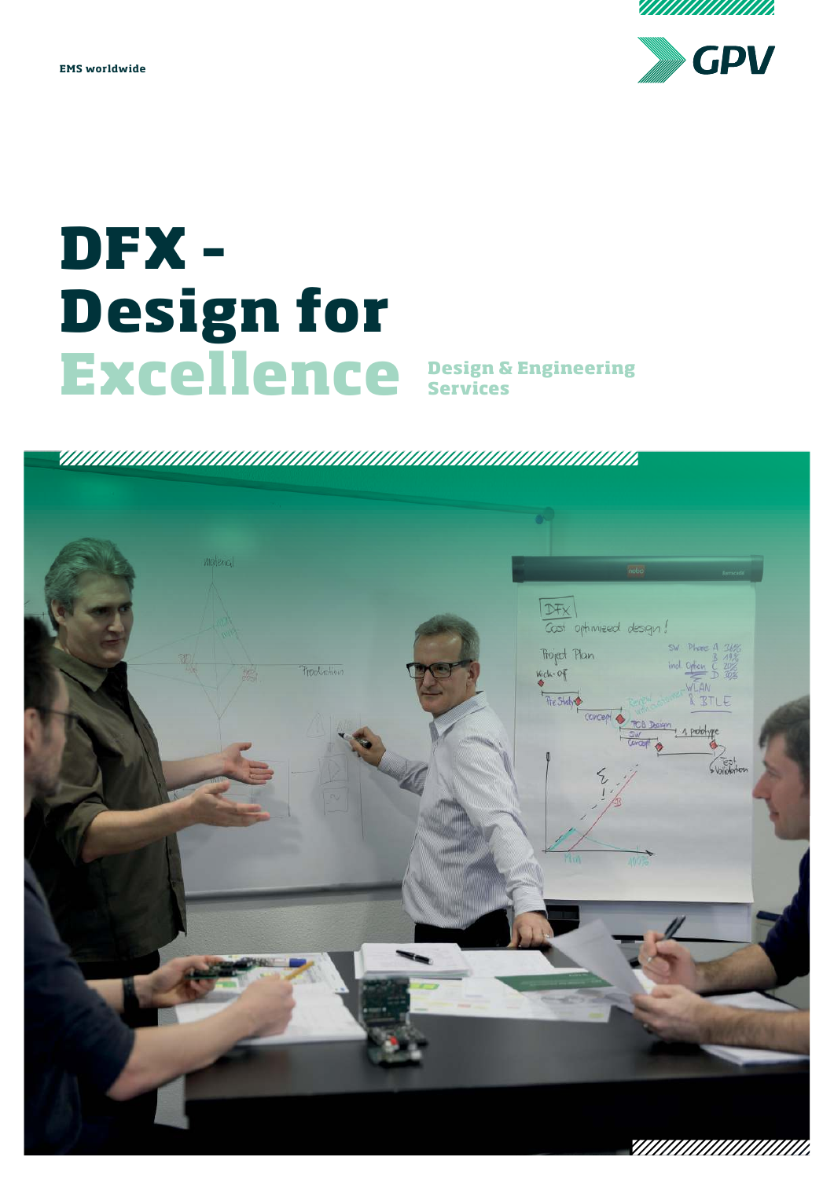EMS worldwide

GPV

# DFX - Design for Excellence

## Design & Engineering Services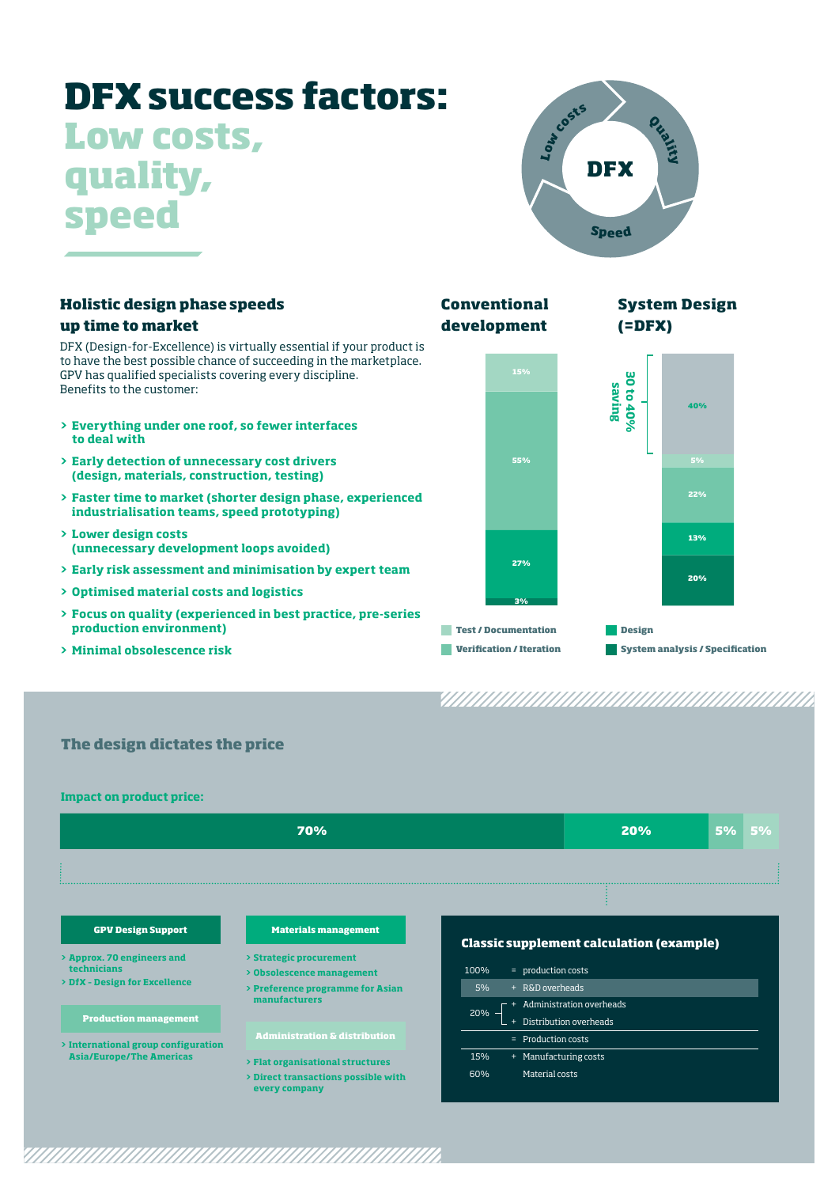# DFX success factors:
## Low costs, quality, speed

DFX: Low costs · Quality · Speed

### Holistic design phase speeds up time to market

DFX (Design-for-Excellence) is virtually essential if your product is to have the best possible chance of succeeding in the marketplace. GPV has qualified specialists covering every discipline.
Benefits to the customer:

- **Everything under one roof, so fewer interfaces to deal with**
- **Early detection of unnecessary cost drivers (design, materials, construction, testing)**
- **Faster time to market (shorter design phase, experienced industrialisation teams, speed prototyping)**
- **Lower design costs (unnecessary development loops avoided)**
- **Early risk assessment and minimisation by expert team**
- **Optimised material costs and logistics**
- **Focus on quality (experienced in best practice, pre-series production environment)**
- **Minimal obsolescence risk**

| | Conventional development | System Design (=DFX) |
|---|---|---|
| Saving | | 40% (30 to 40% saving) |
| Test / Documentation | 15% | 5% |
| Verification / Iteration | 55% | 22% |
| Design | 27% | 13% |
| System analysis / Specification | 3% | 20% |

### The design dictates the price

**Impact on product price:**

70% | 20% | 5% | 5%

**GPV Design Support**
- Approx. 70 engineers and technicians
- DfX - Design for Excellence

**Production management**
- International group configuration Asia/Europe/The Americas

**Materials management**
- Strategic procurement
- Obsolescence management
- Preference programme for Asian manufacturers

**Administration & distribution**
- Flat organisational structures
- Direct transactions possible with every company

**Classic supplement calculation (example)**

| | | |
|---|---|---|
| 100% | = | production costs |
| 5% | + | R&D overheads |
| 20% | + | Administration overheads |
| | + | Distribution overheads |
| | = | Production costs |
| 15% | + | Manufacturing costs |
| 60% | | Material costs |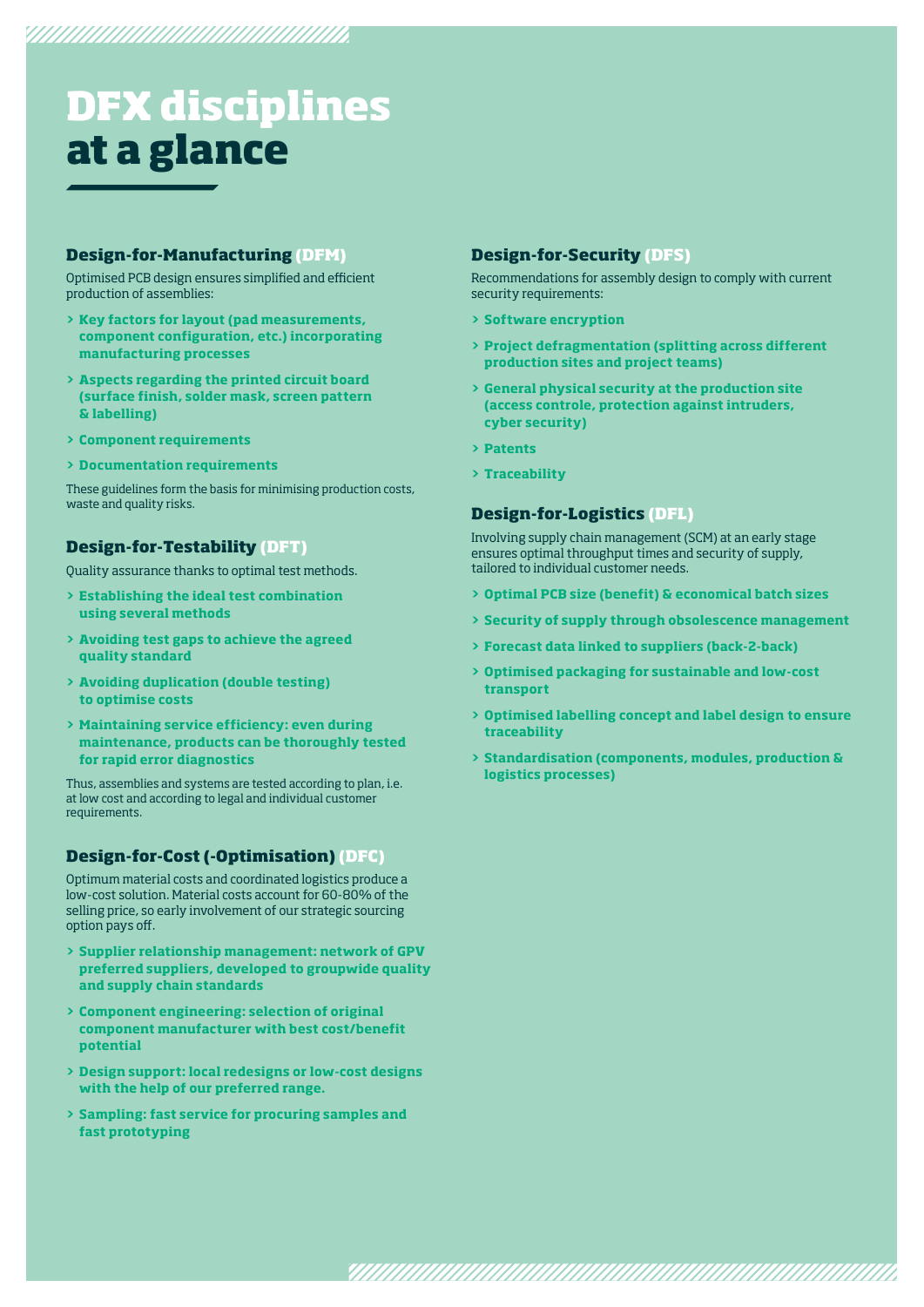# DFX disciplines at a glance

## Design-for-Manufacturing (DFM)

Optimised PCB design ensures simplified and efficient production of assemblies:

- **Key factors for layout (pad measurements, component configuration, etc.) incorporating manufacturing processes**
- **Aspects regarding the printed circuit board (surface finish, solder mask, screen pattern & labelling)**
- **Component requirements**
- **Documentation requirements**

These guidelines form the basis for minimising production costs, waste and quality risks.

## Design-for-Testability (DFT)

Quality assurance thanks to optimal test methods.

- **Establishing the ideal test combination using several methods**
- **Avoiding test gaps to achieve the agreed quality standard**
- **Avoiding duplication (double testing) to optimise costs**
- **Maintaining service efficiency: even during maintenance, products can be thoroughly tested for rapid error diagnostics**

Thus, assemblies and systems are tested according to plan, i.e. at low cost and according to legal and individual customer requirements.

## Design-for-Cost (-Optimisation) (DFC)

Optimum material costs and coordinated logistics produce a low-cost solution. Material costs account for 60-80% of the selling price, so early involvement of our strategic sourcing option pays off.

- **Supplier relationship management: network of GPV preferred suppliers, developed to groupwide quality and supply chain standards**
- **Component engineering: selection of original component manufacturer with best cost/benefit potential**
- **Design support: local redesigns or low-cost designs with the help of our preferred range.**
- **Sampling: fast service for procuring samples and fast prototyping**

## Design-for-Security (DFS)

Recommendations for assembly design to comply with current security requirements:

- **Software encryption**
- **Project defragmentation (splitting across different production sites and project teams)**
- **General physical security at the production site (access controle, protection against intruders, cyber security)**
- **Patents**
- **Traceability**

## Design-for-Logistics (DFL)

Involving supply chain management (SCM) at an early stage ensures optimal throughput times and security of supply, tailored to individual customer needs.

- **Optimal PCB size (benefit) & economical batch sizes**
- **Security of supply through obsolescence management**
- **Forecast data linked to suppliers (back-2-back)**
- **Optimised packaging for sustainable and low-cost transport**
- **Optimised labelling concept and label design to ensure traceability**
- **Standardisation (components, modules, production & logistics processes)**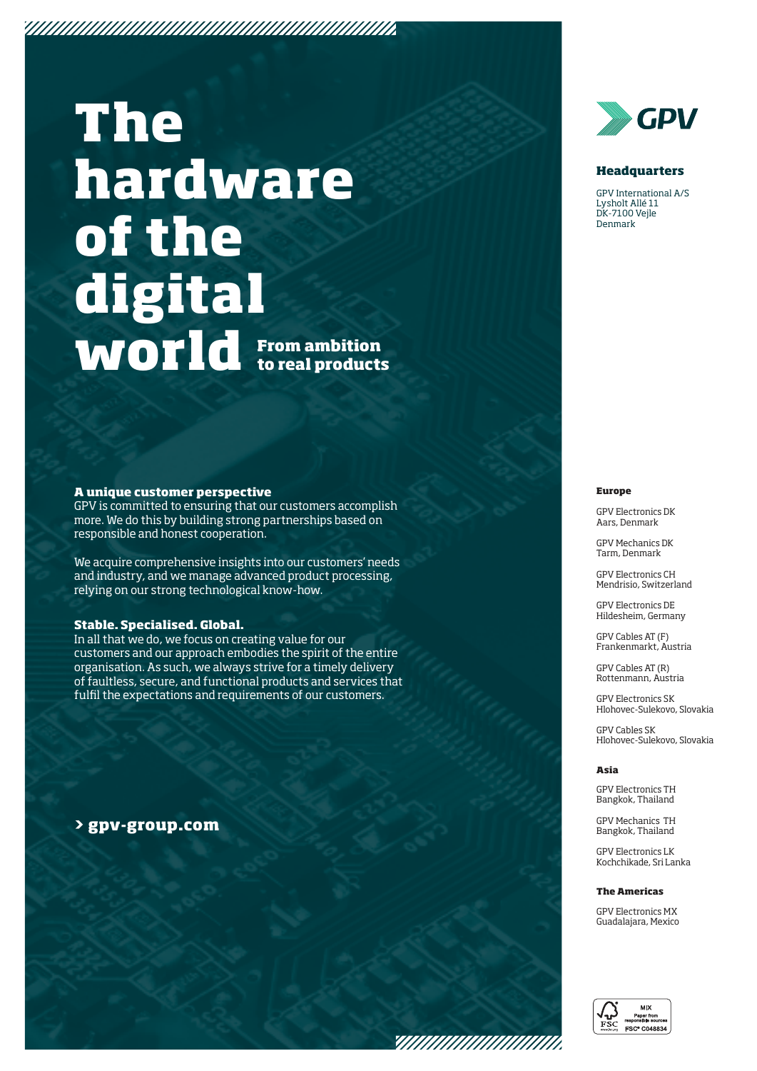# The hardware of the digital world

**From ambition to real products**

### A unique customer perspective

GPV is committed to ensuring that our customers accomplish more. We do this by building strong partnerships based on responsible and honest cooperation.

We acquire comprehensive insights into our customers' needs and industry, and we manage advanced product processing, relying on our strong technological know-how.

### Stable. Specialised. Global.

In all that we do, we focus on creating value for our customers and our approach embodies the spirit of the entire organisation. As such, we always strive for a timely delivery of faultless, secure, and functional products and services that fulfil the expectations and requirements of our customers.

**› gpv-group.com**

GPV

### Headquarters

GPV International A/S
Lysholt Allé 11
DK-7100 Vejle
Denmark

#### Europe

GPV Electronics DK
Aars, Denmark

GPV Mechanics DK
Tarm, Denmark

GPV Electronics CH
Mendrisio, Switzerland

GPV Electronics DE
Hildesheim, Germany

GPV Cables AT (F)
Frankenmarkt, Austria

GPV Cables AT (R)
Rottenmann, Austria

GPV Electronics SK
Hlohovec-Sulekovo, Slovakia

GPV Cables SK
Hlohovec-Sulekovo, Slovakia

#### Asia

GPV Electronics TH
Bangkok, Thailand

GPV Mechanics TH
Bangkok, Thailand

GPV Electronics LK
Kochchikade, Sri Lanka

#### The Americas

GPV Electronics MX
Guadalajara, Mexico

FSC MIX Paper from responsible sources FSC® C048834